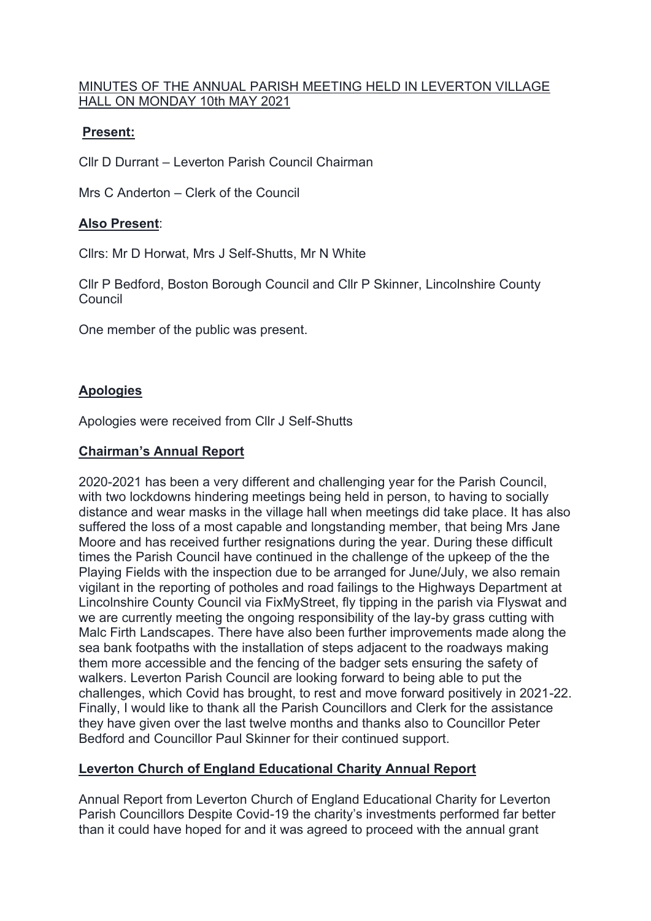MINUTES OF THE ANNUAL PARISH MEETING HELD IN LEVERTON VILLAGE HALL ON MONDAY 10th MAY 2021

**Present:**

Cllr D Durrant – Leverton Parish Council Chairman

Mrs C Anderton – Clerk of the Council

**Also Present**:

Cllrs: Mr D Horwat, Mrs J Self-Shutts, Mr N White

Cllr P Bedford, Boston Borough Council and Cllr P Skinner, Lincolnshire County Council

One member of the public was present.

**Apologies**

Apologies were received from Cllr J Self-Shutts

**Chairman's Annual Report**

2020-2021 has been a very different and challenging year for the Parish Council, with two lockdowns hindering meetings being held in person, to having to socially distance and wear masks in the village hall when meetings did take place. It has also suffered the loss of a most capable and longstanding member, that being Mrs Jane Moore and has received further resignations during the year. During these difficult times the Parish Council have continued in the challenge of the upkeep of the the Playing Fields with the inspection due to be arranged for June/July, we also remain vigilant in the reporting of potholes and road failings to the Highways Department at Lincolnshire County Council via FixMyStreet, fly tipping in the parish via Flyswat and we are currently meeting the ongoing responsibility of the lay-by grass cutting with Malc Firth Landscapes. There have also been further improvements made along the sea bank footpaths with the installation of steps adjacent to the roadways making them more accessible and the fencing of the badger sets ensuring the safety of walkers. Leverton Parish Council are looking forward to being able to put the challenges, which Covid has brought, to rest and move forward positively in 2021-22. Finally, I would like to thank all the Parish Councillors and Clerk for the assistance they have given over the last twelve months and thanks also to Councillor Peter Bedford and Councillor Paul Skinner for their continued support.

**Leverton Church of England Educational Charity Annual Report**

Annual Report from Leverton Church of England Educational Charity for Leverton Parish Councillors Despite Covid-19 the charity's investments performed far better than it could have hoped for and it was agreed to proceed with the annual grant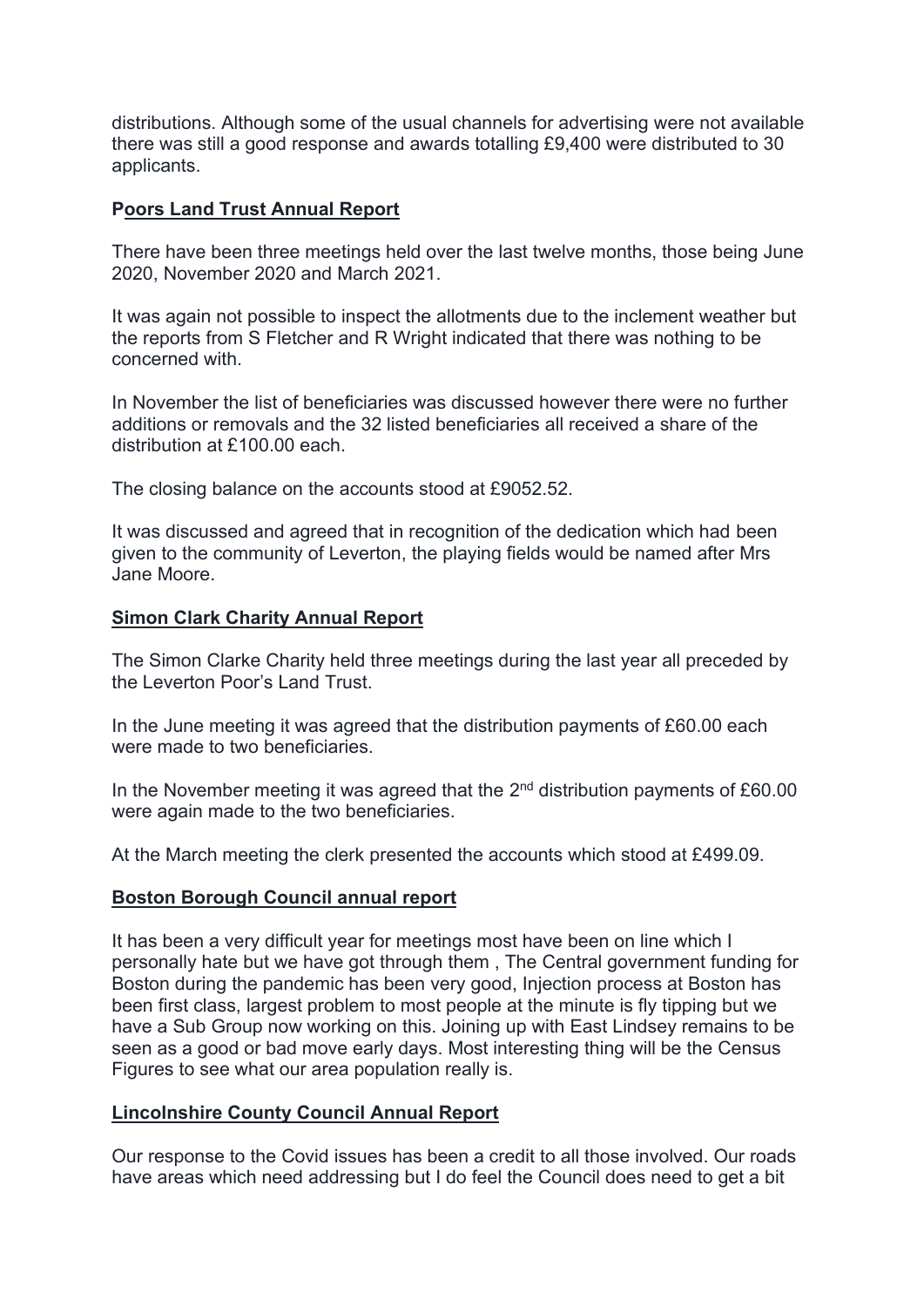distributions. Although some of the usual channels for advertising were not available there was still a good response and awards totalling £9,400 were distributed to 30 applicants.

## Poors Land Trust Annual Report

There have been three meetings held over the last twelve months, those being June 2020, November 2020 and March 2021.

It was again not possible to inspect the allotments due to the inclement weather but the reports from S Fletcher and R Wright indicated that there was nothing to be concerned with.

In November the list of beneficiaries was discussed however there were no further additions or removals and the 32 listed beneficiaries all received a share of the distribution at £100.00 each.

The closing balance on the accounts stood at £9052.52.

It was discussed and agreed that in recognition of the dedication which had been given to the community of Leverton, the playing fields would be named after Mrs Jane Moore.

## Simon Clark Charity Annual Report

The Simon Clarke Charity held three meetings during the last year all preceded by the Leverton Poor's Land Trust.

In the June meeting it was agreed that the distribution payments of £60.00 each were made to two beneficiaries.

In the November meeting it was agreed that the 2nd distribution payments of £60.00 were again made to the two beneficiaries.

At the March meeting the clerk presented the accounts which stood at £499.09.

## Boston Borough Council annual report

It has been a very difficult year for meetings most have been on line which I personally hate but we have got through them , The Central government funding for Boston during the pandemic has been very good, Injection process at Boston has been first class, largest problem to most people at the minute is fly tipping but we have a Sub Group now working on this. Joining up with East Lindsey remains to be seen as a good or bad move early days. Most interesting thing will be the Census Figures to see what our area population really is.

## Lincolnshire County Council Annual Report

Our response to the Covid issues has been a credit to all those involved. Our roads have areas which need addressing but I do feel the Council does need to get a bit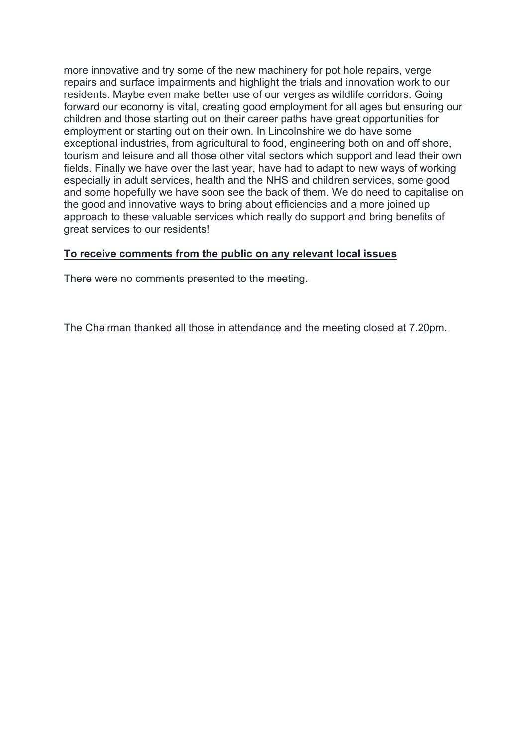more innovative and try some of the new machinery for pot hole repairs, verge repairs and surface impairments and highlight the trials and innovation work to our residents. Maybe even make better use of our verges as wildlife corridors. Going forward our economy is vital, creating good employment for all ages but ensuring our children and those starting out on their career paths have great opportunities for employment or starting out on their own. In Lincolnshire we do have some exceptional industries, from agricultural to food, engineering both on and off shore, tourism and leisure and all those other vital sectors which support and lead their own fields. Finally we have over the last year, have had to adapt to new ways of working especially in adult services, health and the NHS and children services, some good and some hopefully we have soon see the back of them. We do need to capitalise on the good and innovative ways to bring about efficiencies and a more joined up approach to these valuable services which really do support and bring benefits of great services to our residents!

**<u>To receive comments from the public on any relevant local issues</u>**

There were no comments presented to the meeting.

The Chairman thanked all those in attendance and the meeting closed at 7.20pm.